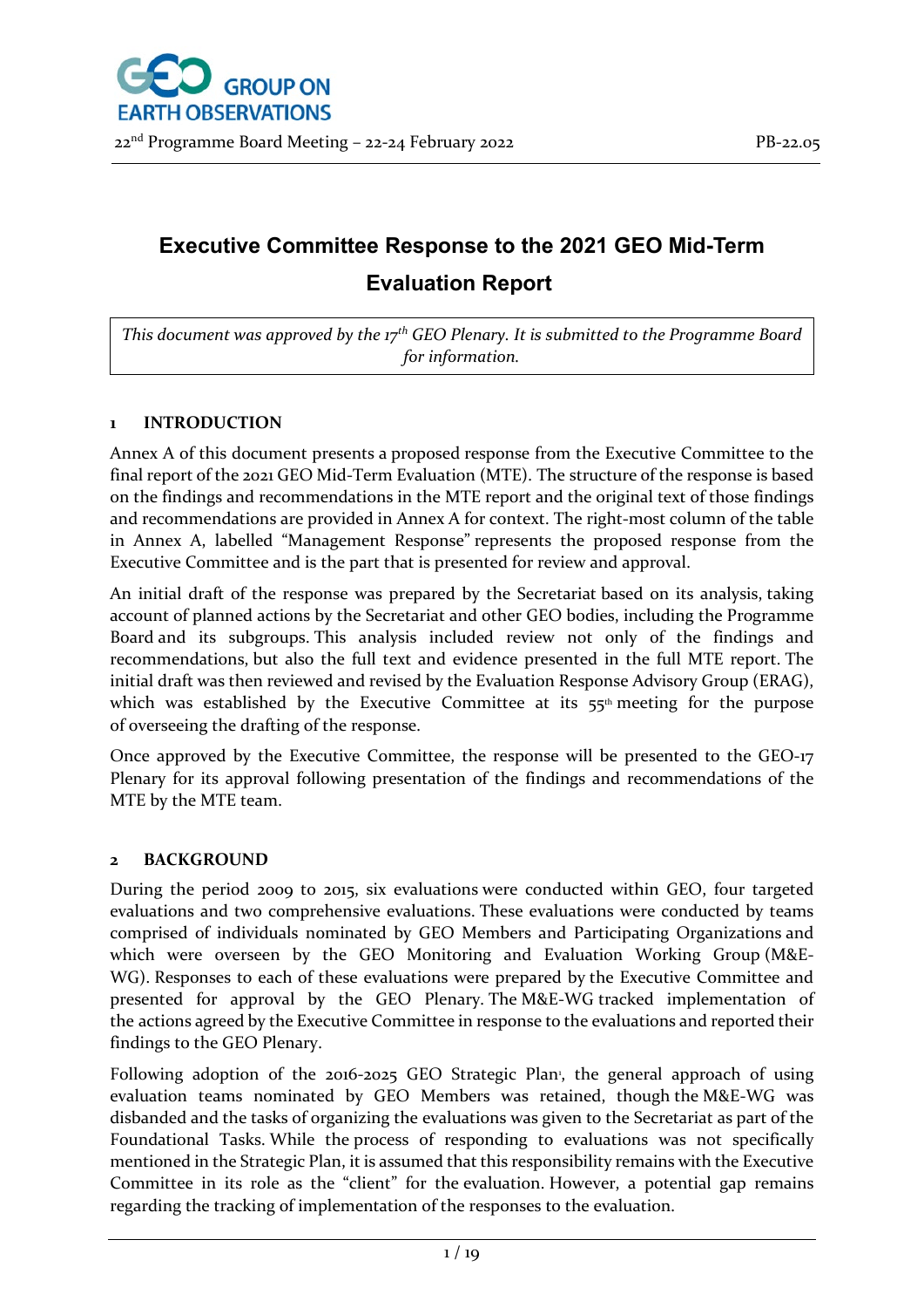GROUP ON EARTH OBSERVATIONS

22nd Programme Board Meeting – 22-24 February 2022 PB-22.05

# Executive Committee Response to the 2021 GEO Mid-Term Evaluation Report

*This document was approved by the 17th GEO Plenary. It is submitted to the Programme Board for information.*

## 1 INTRODUCTION

Annex A of this document presents a proposed response from the Executive Committee to the final report of the 2021 GEO Mid-Term Evaluation (MTE). The structure of the response is based on the findings and recommendations in the MTE report and the original text of those findings and recommendations are provided in Annex A for context. The right-most column of the table in Annex A, labelled "Management Response" represents the proposed response from the Executive Committee and is the part that is presented for review and approval.

An initial draft of the response was prepared by the Secretariat based on its analysis, taking account of planned actions by the Secretariat and other GEO bodies, including the Programme Board and its subgroups. This analysis included review not only of the findings and recommendations, but also the full text and evidence presented in the full MTE report. The initial draft was then reviewed and revised by the Evaluation Response Advisory Group (ERAG), which was established by the Executive Committee at its 55th meeting for the purpose of overseeing the drafting of the response.

Once approved by the Executive Committee, the response will be presented to the GEO-17 Plenary for its approval following presentation of the findings and recommendations of the MTE by the MTE team.

## 2 BACKGROUND

During the period 2009 to 2015, six evaluations were conducted within GEO, four targeted evaluations and two comprehensive evaluations. These evaluations were conducted by teams comprised of individuals nominated by GEO Members and Participating Organizations and which were overseen by the GEO Monitoring and Evaluation Working Group (M&E-WG). Responses to each of these evaluations were prepared by the Executive Committee and presented for approval by the GEO Plenary. The M&E-WG tracked implementation of the actions agreed by the Executive Committee in response to the evaluations and reported their findings to the GEO Plenary.

Following adoption of the 2016-2025 GEO Strategic Plan[1], the general approach of using evaluation teams nominated by GEO Members was retained, though the M&E-WG was disbanded and the tasks of organizing the evaluations was given to the Secretariat as part of the Foundational Tasks. While the process of responding to evaluations was not specifically mentioned in the Strategic Plan, it is assumed that this responsibility remains with the Executive Committee in its role as the "client" for the evaluation. However, a potential gap remains regarding the tracking of implementation of the responses to the evaluation.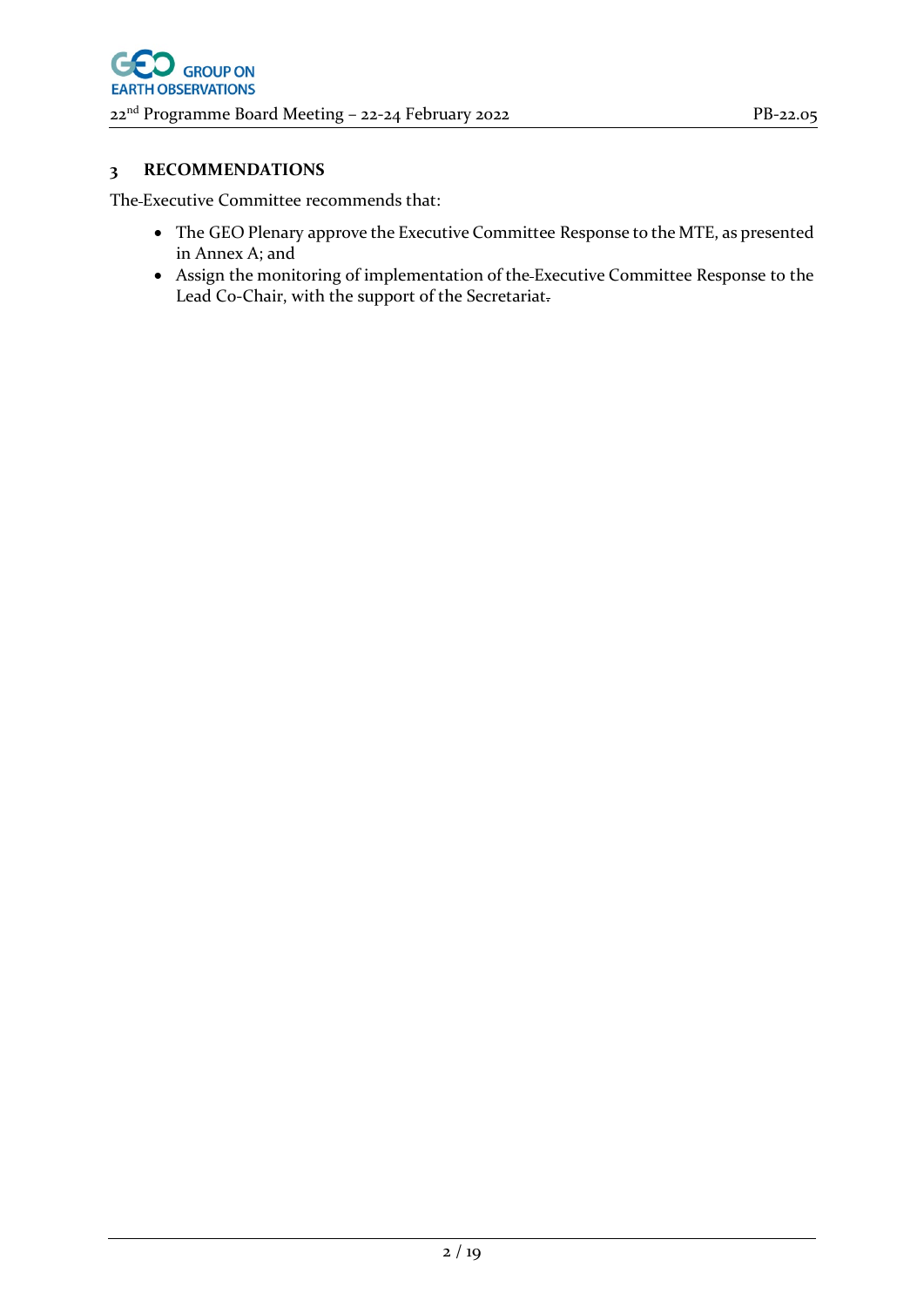## 3 RECOMMENDATIONS

The Executive Committee recommends that:

- The GEO Plenary approve the Executive Committee Response to the MTE, as presented in Annex A; and
- Assign the monitoring of implementation of the Executive Committee Response to the Lead Co-Chair, with the support of the Secretariat.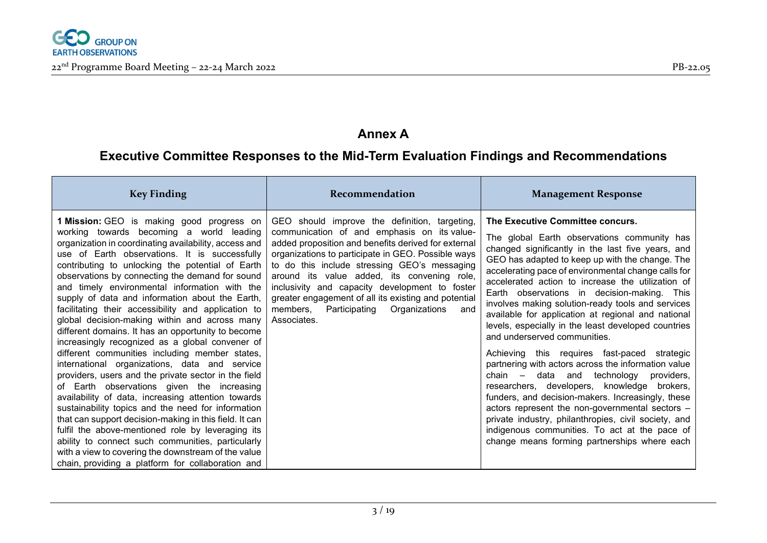# Annex A

## Executive Committee Responses to the Mid-Term Evaluation Findings and Recommendations

| Key Finding | Recommendation | Management Response |
|---|---|---|
| **1 Mission:** GEO is making good progress on working towards becoming a world leading organization in coordinating availability, access and use of Earth observations. It is successfully contributing to unlocking the potential of Earth observations by connecting the demand for sound and timely environmental information with the supply of data and information about the Earth, facilitating their accessibility and application to global decision-making within and across many different domains. It has an opportunity to become increasingly recognized as a global convener of different communities including member states, international organizations, data and service providers, users and the private sector in the field of Earth observations given the increasing availability of data, increasing attention towards sustainability topics and the need for information that can support decision-making in this field. It can fulfil the above-mentioned role by leveraging its ability to connect such communities, particularly with a view to covering the downstream of the value chain, providing a platform for collaboration and | GEO should improve the definition, targeting, communication of and emphasis on its value-added proposition and benefits derived for external organizations to participate in GEO. Possible ways to do this include stressing GEO's messaging around its value added, its convening role, inclusivity and capacity development to foster greater engagement of all its existing and potential members, Participating Organizations and Associates. | **The Executive Committee concurs.**<br><br>The global Earth observations community has changed significantly in the last five years, and GEO has adapted to keep up with the change. The accelerating pace of environmental change calls for accelerated action to increase the utilization of Earth observations in decision-making. This involves making solution-ready tools and services available for application at regional and national levels, especially in the least developed countries and underserved communities.<br><br>Achieving this requires fast-paced strategic partnering with actors across the information value chain – data and technology providers, researchers, developers, knowledge brokers, funders, and decision-makers. Increasingly, these actors represent the non-governmental sectors – private industry, philanthropies, civil society, and indigenous communities. To act at the pace of change means forming partnerships where each |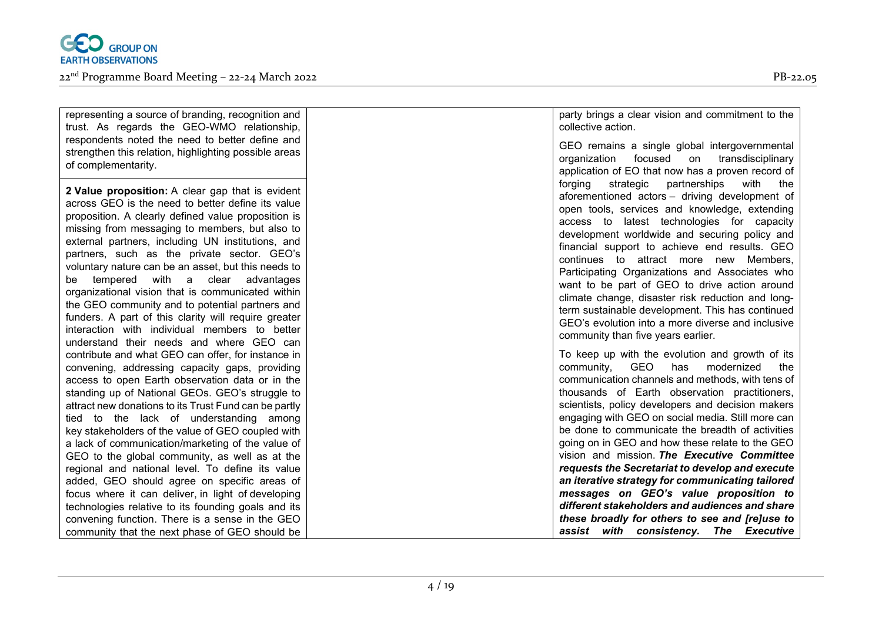| | | |
|---|---|---|
| representing a source of branding, recognition and trust. As regards the GEO-WMO relationship, respondents noted the need to better define and strengthen this relation, highlighting possible areas of complementarity. | | party brings a clear vision and commitment to the collective action.<br><br>GEO remains a single global intergovernmental organization focused on transdisciplinary application of EO that now has a proven record of forging strategic partnerships with the aforementioned actors – driving development of open tools, services and knowledge, extending access to latest technologies for capacity development worldwide and securing policy and financial support to achieve end results. GEO continues to attract more new Members, Participating Organizations and Associates who want to be part of GEO to drive action around climate change, disaster risk reduction and long-term sustainable development. This has continued GEO's evolution into a more diverse and inclusive community than five years earlier.<br><br>To keep up with the evolution and growth of its community, GEO has modernized the communication channels and methods, with tens of thousands of Earth observation practitioners, scientists, policy developers and decision makers engaging with GEO on social media. Still more can be done to communicate the breadth of activities going on in GEO and how these relate to the GEO vision and mission. ***The Executive Committee requests the Secretariat to develop and execute an iterative strategy for communicating tailored messages on GEO's value proposition to different stakeholders and audiences and share these broadly for others to see and [re]use to assist with consistency. The Executive*** |
| **2 Value proposition:** A clear gap that is evident across GEO is the need to better define its value proposition. A clearly defined value proposition is missing from messaging to members, but also to external partners, including UN institutions, and partners, such as the private sector. GEO's voluntary nature can be an asset, but this needs to be tempered with a clear advantages organizational vision that is communicated within the GEO community and to potential partners and funders. A part of this clarity will require greater interaction with individual members to better understand their needs and where GEO can contribute and what GEO can offer, for instance in convening, addressing capacity gaps, providing access to open Earth observation data or in the standing up of National GEOs. GEO's struggle to attract new donations to its Trust Fund can be partly tied to the lack of understanding among key stakeholders of the value of GEO coupled with a lack of communication/marketing of the value of GEO to the global community, as well as at the regional and national level. To define its value added, GEO should agree on specific areas of focus where it can deliver, in light of developing technologies relative to its founding goals and its convening function. There is a sense in the GEO community that the next phase of GEO should be | | |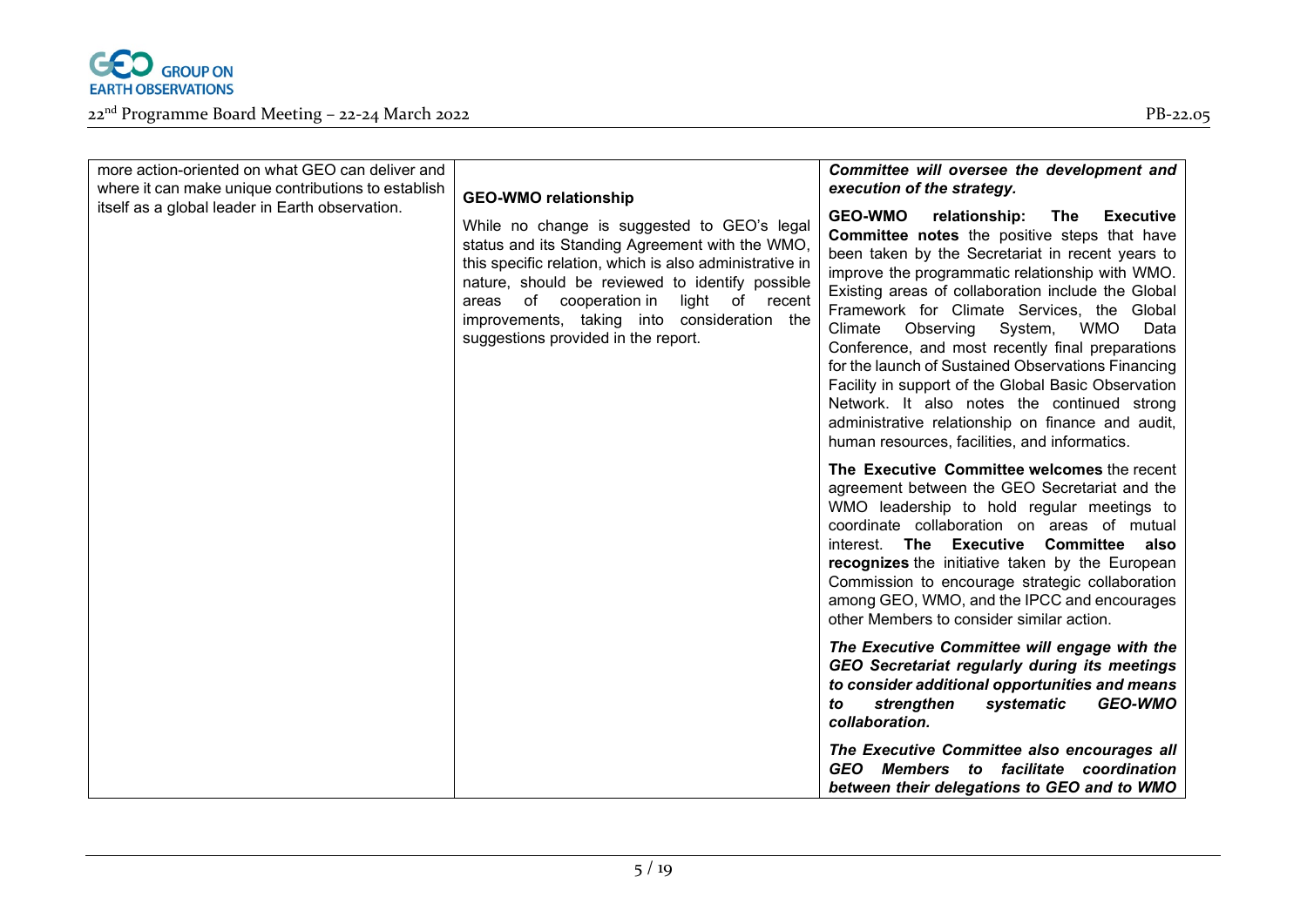| | | |
|---|---|---|
| more action-oriented on what GEO can deliver and where it can make unique contributions to establish itself as a global leader in Earth observation. | **GEO-WMO relationship**<br><br>While no change is suggested to GEO's legal status and its Standing Agreement with the WMO, this specific relation, which is also administrative in nature, should be reviewed to identify possible areas of cooperation in light of recent improvements, taking into consideration the suggestions provided in the report. | ***Committee will oversee the development and execution of the strategy.***<br><br>**GEO-WMO relationship: The Executive Committee notes** the positive steps that have been taken by the Secretariat in recent years to improve the programmatic relationship with WMO. Existing areas of collaboration include the Global Framework for Climate Services, the Global Climate Observing System, WMO Data Conference, and most recently final preparations for the launch of Sustained Observations Financing Facility in support of the Global Basic Observation Network. It also notes the continued strong administrative relationship on finance and audit, human resources, facilities, and informatics.<br><br>**The Executive Committee welcomes** the recent agreement between the GEO Secretariat and the WMO leadership to hold regular meetings to coordinate collaboration on areas of mutual interest. **The Executive Committee also recognizes** the initiative taken by the European Commission to encourage strategic collaboration among GEO, WMO, and the IPCC and encourages other Members to consider similar action.<br><br>***The Executive Committee will engage with the GEO Secretariat regularly during its meetings to consider additional opportunities and means to strengthen systematic GEO-WMO collaboration.***<br><br>***The Executive Committee also encourages all GEO Members to facilitate coordination between their delegations to GEO and to WMO*** |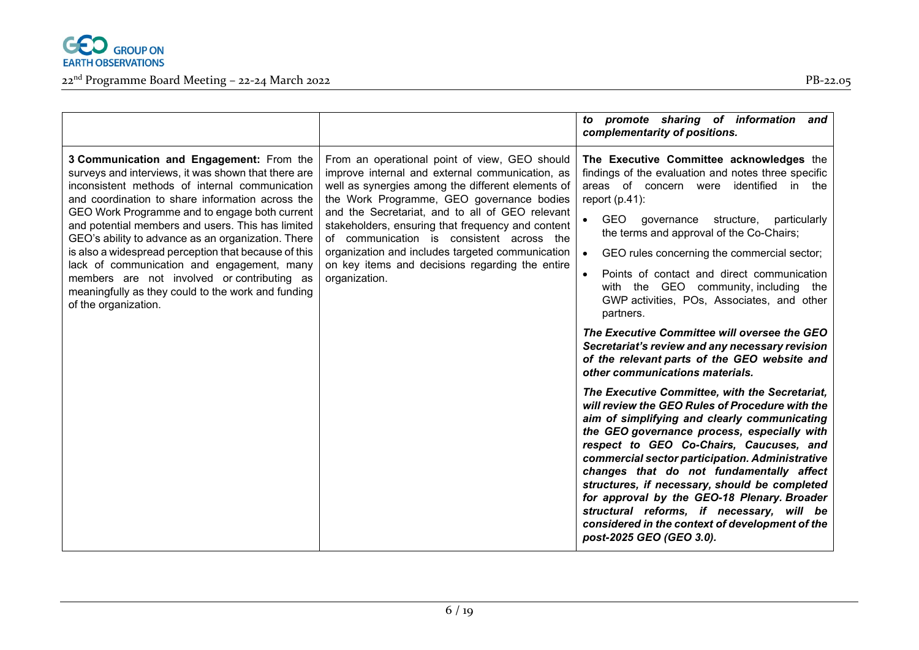| | | |
|---|---|---|
| | | ***to promote sharing of information and complementarity of positions.*** |
| **3 Communication and Engagement:** From the surveys and interviews, it was shown that there are inconsistent methods of internal communication and coordination to share information across the GEO Work Programme and to engage both current and potential members and users. This has limited GEO's ability to advance as an organization. There is also a widespread perception that because of this lack of communication and engagement, many members are not involved or contributing as meaningfully as they could to the work and funding of the organization. | From an operational point of view, GEO should improve internal and external communication, as well as synergies among the different elements of the Work Programme, GEO governance bodies and the Secretariat, and to all of GEO relevant stakeholders, ensuring that frequency and content of communication is consistent across the organization and includes targeted communication on key items and decisions regarding the entire organization. | **The Executive Committee acknowledges** the findings of the evaluation and notes three specific areas of concern were identified in the report (p.41):<br>• GEO governance structure, particularly the terms and approval of the Co-Chairs;<br>• GEO rules concerning the commercial sector;<br>• Points of contact and direct communication with the GEO community, including the GWP activities, POs, Associates, and other partners.<br><br>***The Executive Committee will oversee the GEO Secretariat's review and any necessary revision of the relevant parts of the GEO website and other communications materials.***<br><br>***The Executive Committee, with the Secretariat, will review the GEO Rules of Procedure with the aim of simplifying and clearly communicating the GEO governance process, especially with respect to GEO Co-Chairs, Caucuses, and commercial sector participation. Administrative changes that do not fundamentally affect structures, if necessary, should be completed for approval by the GEO-18 Plenary. Broader structural reforms, if necessary, will be considered in the context of development of the post-2025 GEO (GEO 3.0).*** |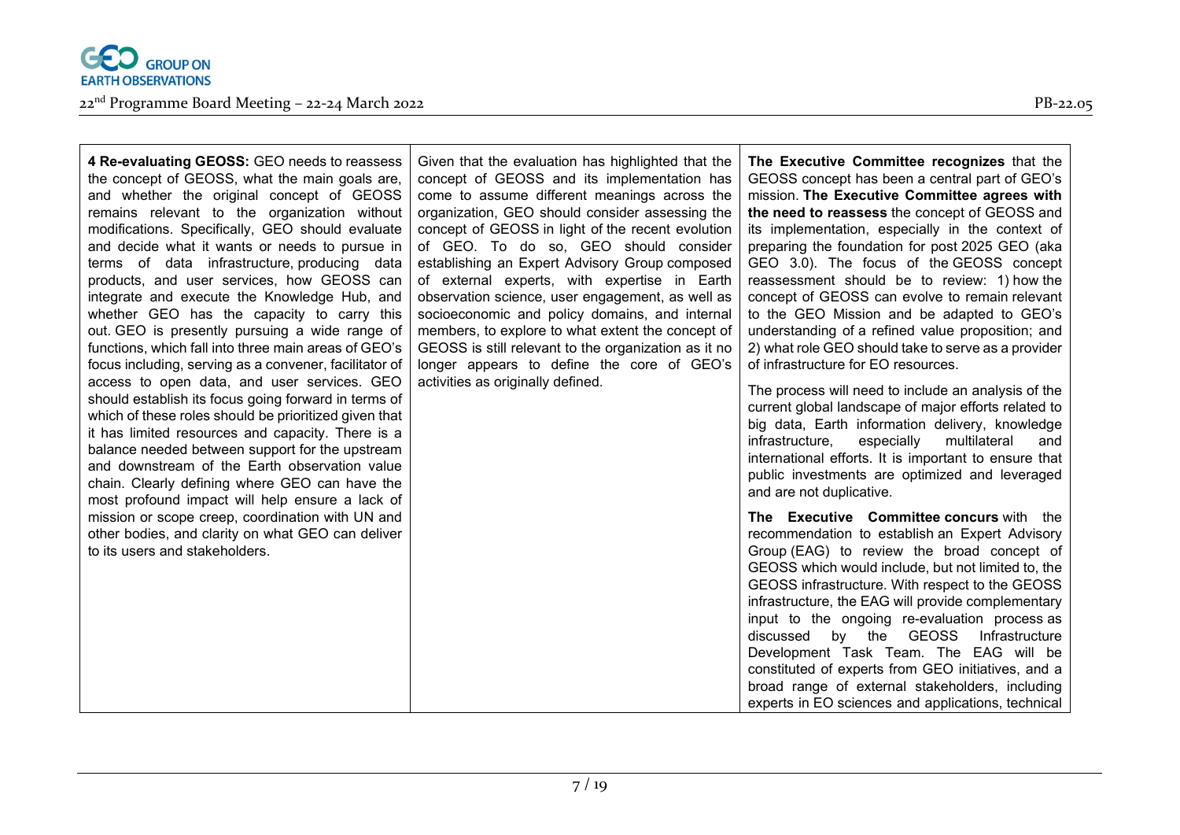| | | |
|---|---|---|
| **4 Re-evaluating GEOSS:** GEO needs to reassess the concept of GEOSS, what the main goals are, and whether the original concept of GEOSS remains relevant to the organization without modifications. Specifically, GEO should evaluate and decide what it wants or needs to pursue in terms of data infrastructure, producing data products, and user services, how GEOSS can integrate and execute the Knowledge Hub, and whether GEO has the capacity to carry this out. GEO is presently pursuing a wide range of functions, which fall into three main areas of GEO's focus including, serving as a convener, facilitator of access to open data, and user services. GEO should establish its focus going forward in terms of which of these roles should be prioritized given that it has limited resources and capacity. There is a balance needed between support for the upstream and downstream of the Earth observation value chain. Clearly defining where GEO can have the most profound impact will help ensure a lack of mission or scope creep, coordination with UN and other bodies, and clarity on what GEO can deliver to its users and stakeholders. | Given that the evaluation has highlighted that the concept of GEOSS and its implementation has come to assume different meanings across the organization, GEO should consider assessing the concept of GEOSS in light of the recent evolution of GEO. To do so, GEO should consider establishing an Expert Advisory Group composed of external experts, with expertise in Earth observation science, user engagement, as well as socioeconomic and policy domains, and internal members, to explore to what extent the concept of GEOSS is still relevant to the organization as it no longer appears to define the core of GEO's activities as originally defined. | **The Executive Committee recognizes** that the GEOSS concept has been a central part of GEO's mission. **The Executive Committee agrees with the need to reassess** the concept of GEOSS and its implementation, especially in the context of preparing the foundation for post 2025 GEO (aka GEO 3.0). The focus of the GEOSS concept reassessment should be to review: 1) how the concept of GEOSS can evolve to remain relevant to the GEO Mission and be adapted to GEO's understanding of a refined value proposition; and 2) what role GEO should take to serve as a provider of infrastructure for EO resources.<br><br>The process will need to include an analysis of the current global landscape of major efforts related to big data, Earth information delivery, knowledge infrastructure, especially multilateral and international efforts. It is important to ensure that public investments are optimized and leveraged and are not duplicative.<br><br>**The Executive Committee concurs** with the recommendation to establish an Expert Advisory Group (EAG) to review the broad concept of GEOSS which would include, but not limited to, the GEOSS infrastructure. With respect to the GEOSS infrastructure, the EAG will provide complementary input to the ongoing re-evaluation process as discussed by the GEOSS Infrastructure Development Task Team. The EAG will be constituted of experts from GEO initiatives, and a broad range of external stakeholders, including experts in EO sciences and applications, technical |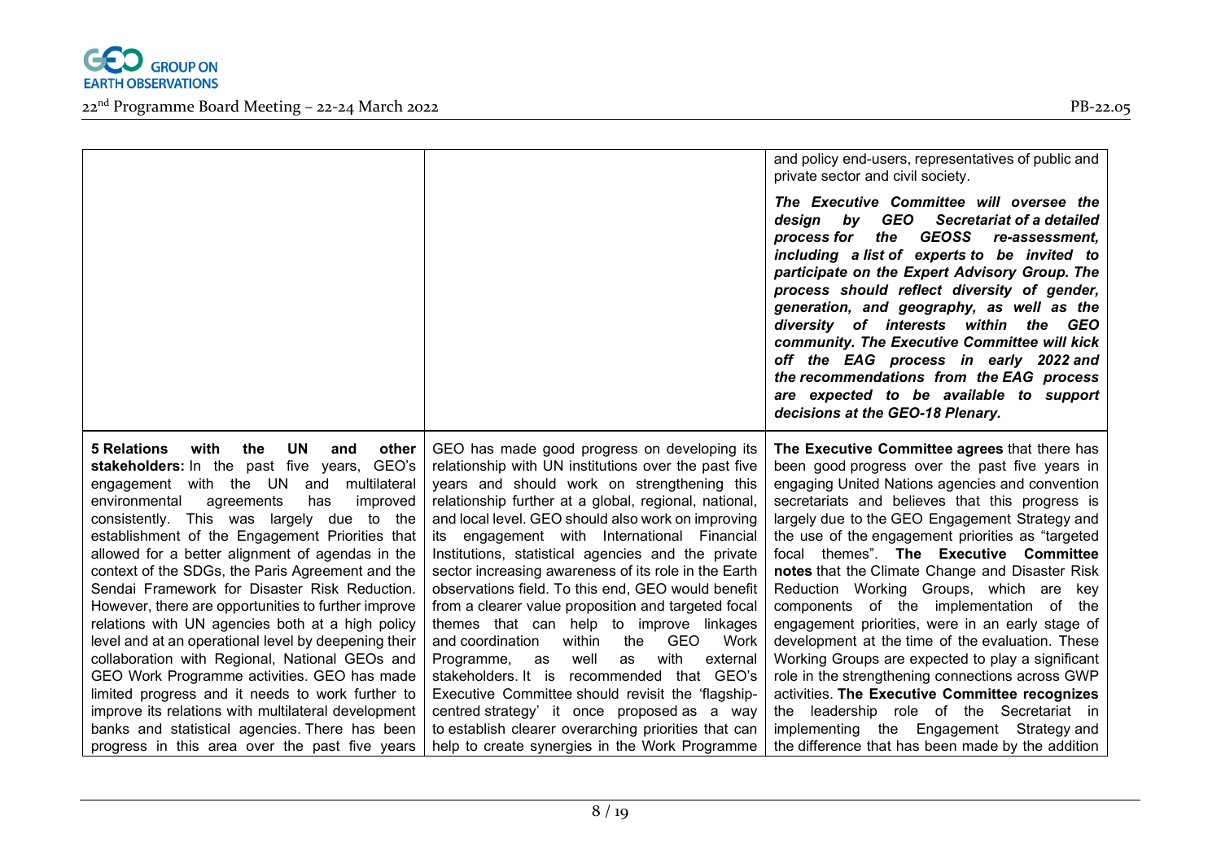| | | |
|---|---|---|
| | | and policy end-users, representatives of public and private sector and civil society.<br><br>***The Executive Committee will oversee the design by GEO Secretariat of a detailed process for the GEOSS re-assessment, including a list of experts to be invited to participate on the Expert Advisory Group. The process should reflect diversity of gender, generation, and geography, as well as the diversity of interests within the GEO community. The Executive Committee will kick off the EAG process in early 2022 and the recommendations from the EAG process are expected to be available to support decisions at the GEO-18 Plenary.*** |
| **5 Relations with the UN and other stakeholders:** In the past five years, GEO's engagement with the UN and multilateral environmental agreements has improved consistently. This was largely due to the establishment of the Engagement Priorities that allowed for a better alignment of agendas in the context of the SDGs, the Paris Agreement and the Sendai Framework for Disaster Risk Reduction. However, there are opportunities to further improve relations with UN agencies both at a high policy level and at an operational level by deepening their collaboration with Regional, National GEOs and GEO Work Programme activities. GEO has made limited progress and it needs to work further to improve its relations with multilateral development banks and statistical agencies. There has been progress in this area over the past five years | GEO has made good progress on developing its relationship with UN institutions over the past five years and should work on strengthening this relationship further at a global, regional, national, and local level. GEO should also work on improving its engagement with International Financial Institutions, statistical agencies and the private sector increasing awareness of its role in the Earth observations field. To this end, GEO would benefit from a clearer value proposition and targeted focal themes that can help to improve linkages and coordination within the GEO Work Programme, as well as with external stakeholders. It is recommended that GEO's Executive Committee should revisit the 'flagship-centred strategy' it once proposed as a way to establish clearer overarching priorities that can help to create synergies in the Work Programme | **The Executive Committee agrees** that there has been good progress over the past five years in engaging United Nations agencies and convention secretariats and believes that this progress is largely due to the GEO Engagement Strategy and the use of the engagement priorities as "targeted focal themes". **The Executive Committee notes** that the Climate Change and Disaster Risk Reduction Working Groups, which are key components of the implementation of the engagement priorities, were in an early stage of development at the time of the evaluation. These Working Groups are expected to play a significant role in the strengthening connections across GWP activities. **The Executive Committee recognizes** the leadership role of the Secretariat in implementing the Engagement Strategy and the difference that has been made by the addition |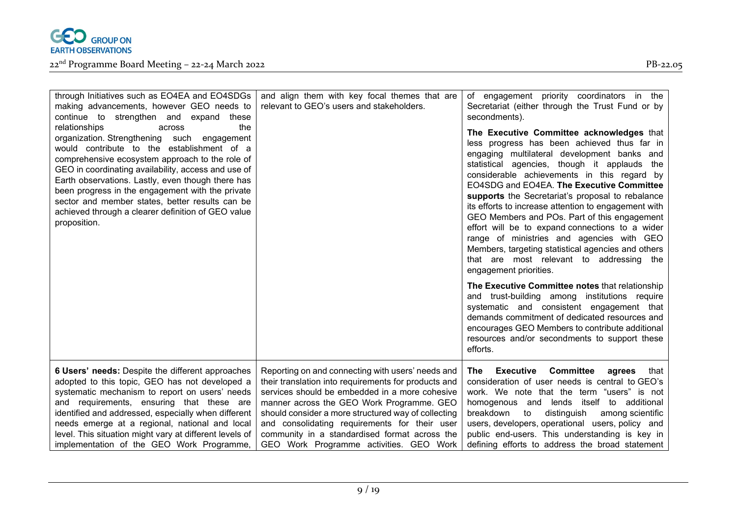| | | |
|---|---|---|
| through Initiatives such as EO4EA and EO4SDGs making advancements, however GEO needs to continue to strengthen and expand these relationships across the organization. Strengthening such engagement would contribute to the establishment of a comprehensive ecosystem approach to the role of GEO in coordinating availability, access and use of Earth observations. Lastly, even though there has been progress in the engagement with the private sector and member states, better results can be achieved through a clearer definition of GEO value proposition. | and align them with key focal themes that are relevant to GEO's users and stakeholders. | of engagement priority coordinators in the Secretariat (either through the Trust Fund or by secondments).<br><br>**The Executive Committee acknowledges** that less progress has been achieved thus far in engaging multilateral development banks and statistical agencies, though it applauds the considerable achievements in this regard by EO4SDG and EO4EA. **The Executive Committee supports** the Secretariat's proposal to rebalance its efforts to increase attention to engagement with GEO Members and POs. Part of this engagement effort will be to expand connections to a wider range of ministries and agencies with GEO Members, targeting statistical agencies and others that are most relevant to addressing the engagement priorities.<br><br>**The Executive Committee notes** that relationship and trust-building among institutions require systematic and consistent engagement that demands commitment of dedicated resources and encourages GEO Members to contribute additional resources and/or secondments to support these efforts. |
| **6 Users' needs:** Despite the different approaches adopted to this topic, GEO has not developed a systematic mechanism to report on users' needs and requirements, ensuring that these are identified and addressed, especially when different needs emerge at a regional, national and local level. This situation might vary at different levels of implementation of the GEO Work Programme, | Reporting on and connecting with users' needs and their translation into requirements for products and services should be embedded in a more cohesive manner across the GEO Work Programme. GEO should consider a more structured way of collecting and consolidating requirements for their user community in a standardised format across the GEO Work Programme activities. GEO Work | **The Executive Committee agrees** that consideration of user needs is central to GEO's work. We note that the term "users" is not homogenous and lends itself to additional breakdown to distinguish among scientific users, developers, operational users, policy and public end-users. This understanding is key in defining efforts to address the broad statement |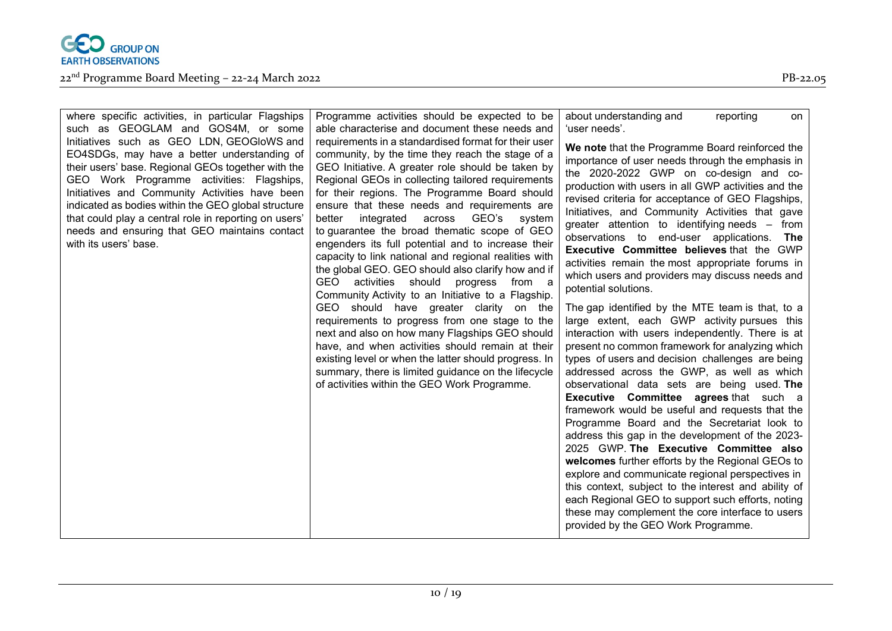| | | |
|---|---|---|
| where specific activities, in particular Flagships such as GEOGLAM and GOS4M, or some Initiatives such as GEO LDN, GEOGloWS and EO4SDGs, may have a better understanding of their users' base. Regional GEOs together with the GEO Work Programme activities: Flagships, Initiatives and Community Activities have been indicated as bodies within the GEO global structure that could play a central role in reporting on users' needs and ensuring that GEO maintains contact with its users' base. | Programme activities should be expected to be able characterise and document these needs and requirements in a standardised format for their user community, by the time they reach the stage of a GEO Initiative. A greater role should be taken by Regional GEOs in collecting tailored requirements for their regions. The Programme Board should ensure that these needs and requirements are better integrated across GEO's system to guarantee the broad thematic scope of GEO engenders its full potential and to increase their capacity to link national and regional realities with the global GEO. GEO should also clarify how and if GEO activities should progress from a Community Activity to an Initiative to a Flagship. GEO should have greater clarity on the requirements to progress from one stage to the next and also on how many Flagships GEO should have, and when activities should remain at their existing level or when the latter should progress. In summary, there is limited guidance on the lifecycle of activities within the GEO Work Programme. | about understanding and reporting on 'user needs'.<br><br>**We note** that the Programme Board reinforced the importance of user needs through the emphasis in the 2020-2022 GWP on co-design and co-production with users in all GWP activities and the revised criteria for acceptance of GEO Flagships, Initiatives, and Community Activities that gave greater attention to identifying needs – from observations to end-user applications. **The Executive Committee believes** that the GWP activities remain the most appropriate forums in which users and providers may discuss needs and potential solutions.<br><br>The gap identified by the MTE team is that, to a large extent, each GWP activity pursues this interaction with users independently. There is at present no common framework for analyzing which types of users and decision challenges are being addressed across the GWP, as well as which observational data sets are being used. **The Executive Committee agrees** that such a framework would be useful and requests that the Programme Board and the Secretariat look to address this gap in the development of the 2023-2025 GWP. **The Executive Committee also welcomes** further efforts by the Regional GEOs to explore and communicate regional perspectives in this context, subject to the interest and ability of each Regional GEO to support such efforts, noting these may complement the core interface to users provided by the GEO Work Programme. |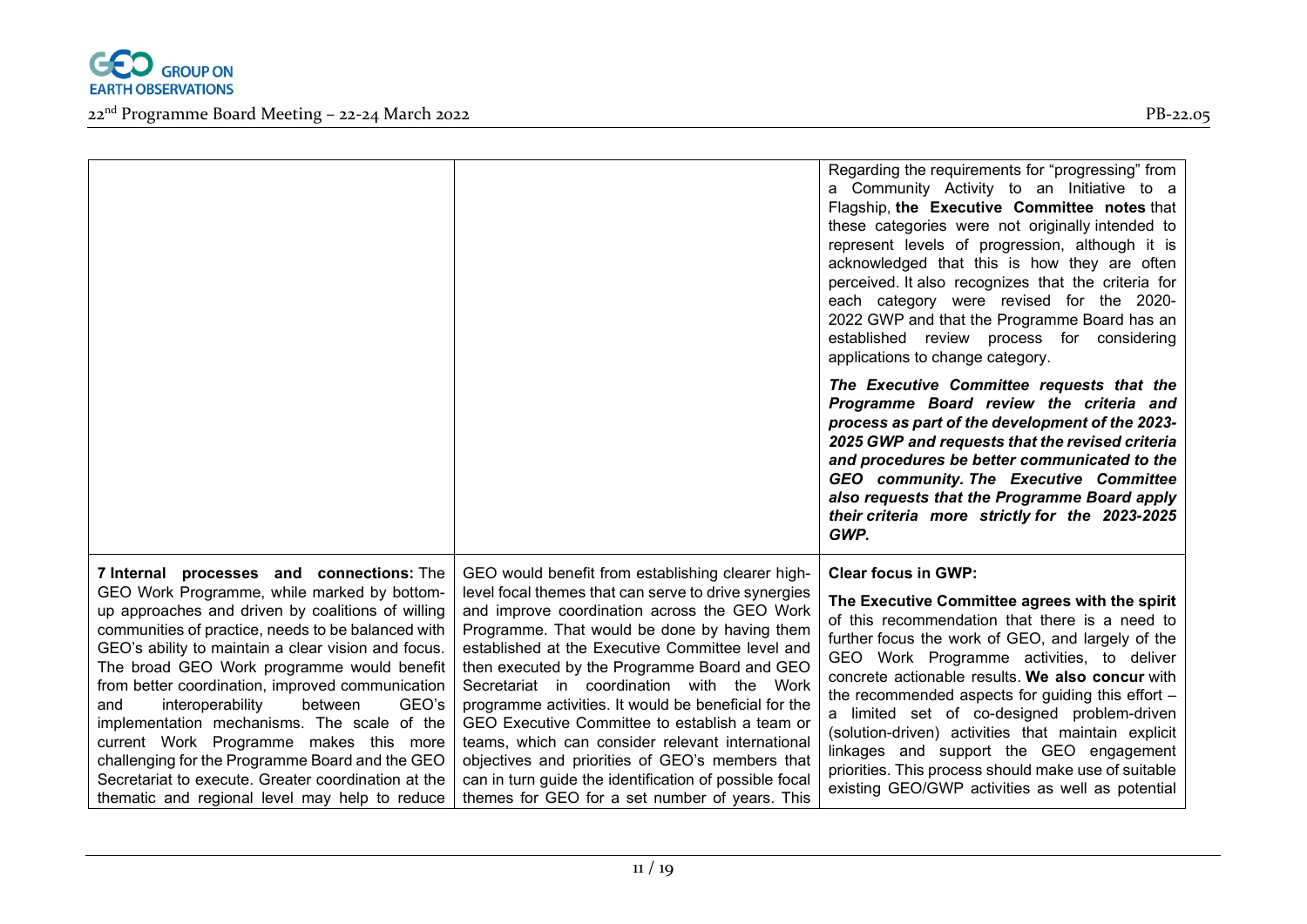| | | |
|---|---|---|
| | | Regarding the requirements for "progressing" from a Community Activity to an Initiative to a Flagship, **the Executive Committee notes** that these categories were not originally intended to represent levels of progression, although it is acknowledged that this is how they are often perceived. It also recognizes that the criteria for each category were revised for the 2020-2022 GWP and that the Programme Board has an established review process for considering applications to change category.<br><br>***The Executive Committee requests that the Programme Board review the criteria and process as part of the development of the 2023-2025 GWP and requests that the revised criteria and procedures be better communicated to the GEO community. The Executive Committee also requests that the Programme Board apply their criteria more strictly for the 2023-2025 GWP.*** |
| **7 Internal processes and connections:** The GEO Work Programme, while marked by bottom-up approaches and driven by coalitions of willing communities of practice, needs to be balanced with GEO's ability to maintain a clear vision and focus. The broad GEO Work programme would benefit from better coordination, improved communication and interoperability between GEO's implementation mechanisms. The scale of the current Work Programme makes this more challenging for the Programme Board and the GEO Secretariat to execute. Greater coordination at the thematic and regional level may help to reduce | GEO would benefit from establishing clearer high-level focal themes that can serve to drive synergies and improve coordination across the GEO Work Programme. That would be done by having them established at the Executive Committee level and then executed by the Programme Board and GEO Secretariat in coordination with the Work programme activities. It would be beneficial for the GEO Executive Committee to establish a team or teams, which can consider relevant international objectives and priorities of GEO's members that can in turn guide the identification of possible focal themes for GEO for a set number of years. This | **Clear focus in GWP:**<br><br>**The Executive Committee agrees with the spirit** of this recommendation that there is a need to further focus the work of GEO, and largely of the GEO Work Programme activities, to deliver concrete actionable results. **We also concur** with the recommended aspects for guiding this effort – a limited set of co-designed problem-driven (solution-driven) activities that maintain explicit linkages and support the GEO engagement priorities. This process should make use of suitable existing GEO/GWP activities as well as potential |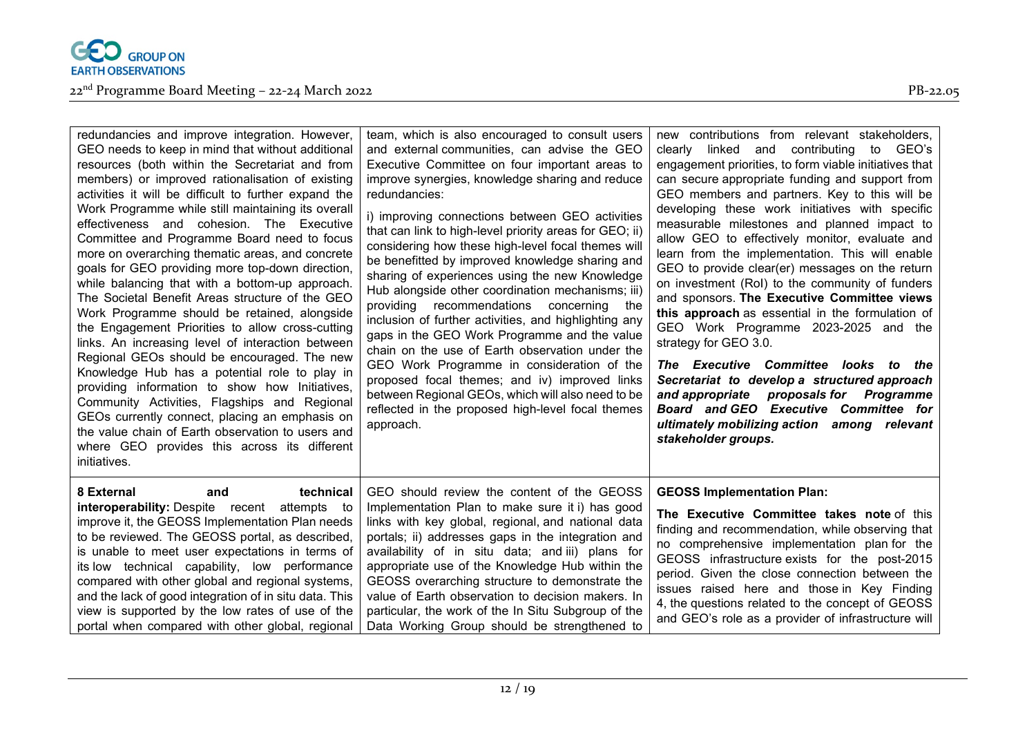| | | |
|---|---|---|
| redundancies and improve integration. However, GEO needs to keep in mind that without additional resources (both within the Secretariat and from members) or improved rationalisation of existing activities it will be difficult to further expand the Work Programme while still maintaining its overall effectiveness and cohesion. The Executive Committee and Programme Board need to focus more on overarching thematic areas, and concrete goals for GEO providing more top-down direction, while balancing that with a bottom-up approach. The Societal Benefit Areas structure of the GEO Work Programme should be retained, alongside the Engagement Priorities to allow cross-cutting links. An increasing level of interaction between Regional GEOs should be encouraged. The new Knowledge Hub has a potential role to play in providing information to show how Initiatives, Community Activities, Flagships and Regional GEOs currently connect, placing an emphasis on the value chain of Earth observation to users and where GEO provides this across its different initiatives. | team, which is also encouraged to consult users and external communities, can advise the GEO Executive Committee on four important areas to improve synergies, knowledge sharing and reduce redundancies:<br><br>i) improving connections between GEO activities that can link to high-level priority areas for GEO; ii) considering how these high-level focal themes will be benefitted by improved knowledge sharing and sharing of experiences using the new Knowledge Hub alongside other coordination mechanisms; iii) providing recommendations concerning the inclusion of further activities, and highlighting any gaps in the GEO Work Programme and the value chain on the use of Earth observation under the GEO Work Programme in consideration of the proposed focal themes; and iv) improved links between Regional GEOs, which will also need to be reflected in the proposed high-level focal themes approach. | new contributions from relevant stakeholders, clearly linked and contributing to GEO's engagement priorities, to form viable initiatives that can secure appropriate funding and support from GEO members and partners. Key to this will be developing these work initiatives with specific measurable milestones and planned impact to allow GEO to effectively monitor, evaluate and learn from the implementation. This will enable GEO to provide clear(er) messages on the return on investment (RoI) to the community of funders and sponsors. **The Executive Committee views this approach** as essential in the formulation of GEO Work Programme 2023-2025 and the strategy for GEO 3.0.<br><br>***The Executive Committee looks to the Secretariat to develop a structured approach and appropriate proposals for Programme Board and GEO Executive Committee for ultimately mobilizing action among relevant stakeholder groups.*** |
| **8 External and technical interoperability:** Despite recent attempts to improve it, the GEOSS Implementation Plan needs to be reviewed. The GEOSS portal, as described, is unable to meet user expectations in terms of its low technical capability, low performance compared with other global and regional systems, and the lack of good integration of in situ data. This view is supported by the low rates of use of the portal when compared with other global, regional | GEO should review the content of the GEOSS Implementation Plan to make sure it i) has good links with key global, regional, and national data portals; ii) addresses gaps in the integration and availability of in situ data; and iii) plans for appropriate use of the Knowledge Hub within the GEOSS overarching structure to demonstrate the value of Earth observation to decision makers. In particular, the work of the In Situ Subgroup of the Data Working Group should be strengthened to | **GEOSS Implementation Plan:**<br><br>**The Executive Committee takes note** of this finding and recommendation, while observing that no comprehensive implementation plan for the GEOSS infrastructure exists for the post-2015 period. Given the close connection between the issues raised here and those in Key Finding 4, the questions related to the concept of GEOSS and GEO's role as a provider of infrastructure will |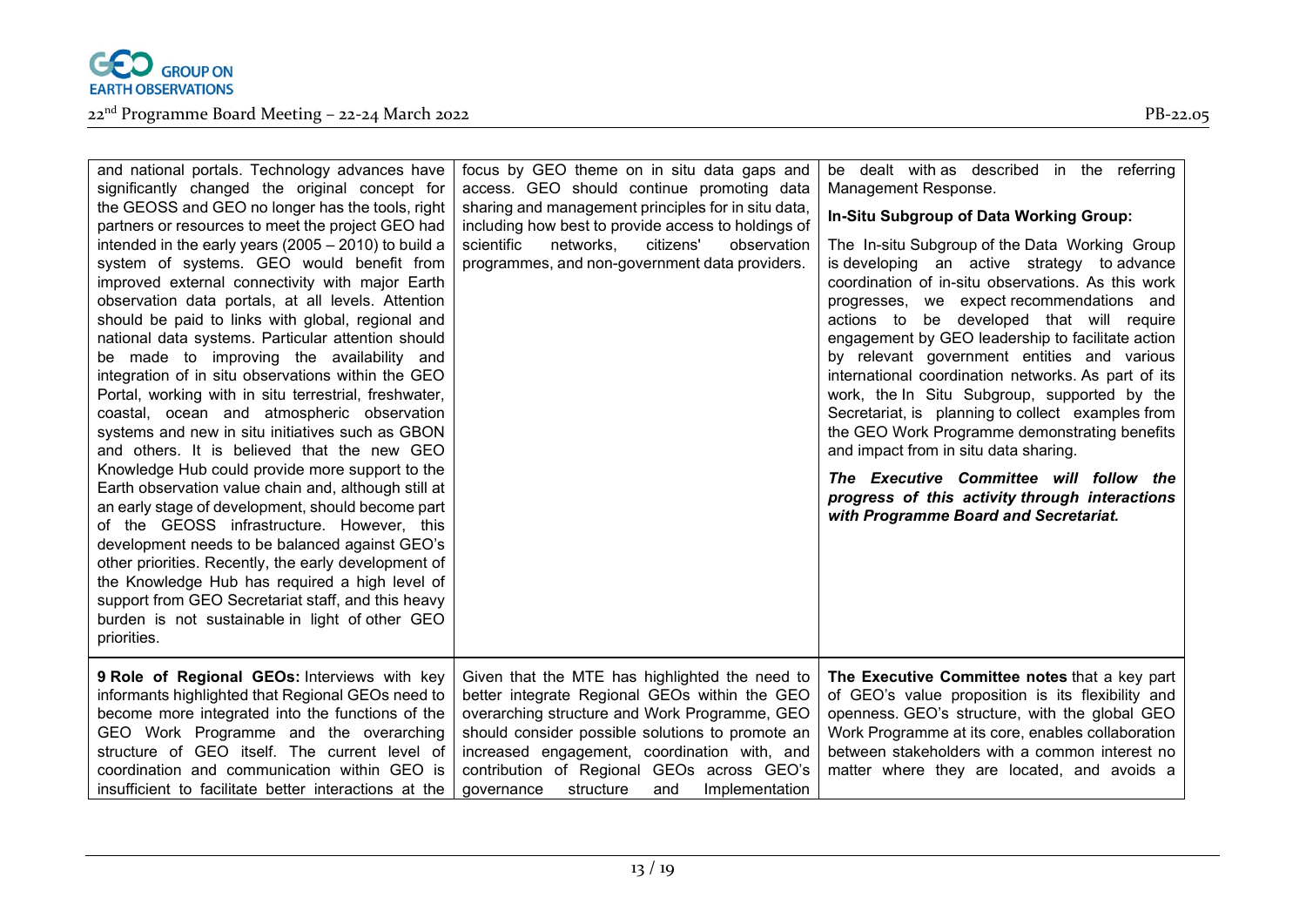| | | |
|---|---|---|
| and national portals. Technology advances have significantly changed the original concept for the GEOSS and GEO no longer has the tools, right partners or resources to meet the project GEO had intended in the early years (2005 – 2010) to build a system of systems. GEO would benefit from improved external connectivity with major Earth observation data portals, at all levels. Attention should be paid to links with global, regional and national data systems. Particular attention should be made to improving the availability and integration of in situ observations within the GEO Portal, working with in situ terrestrial, freshwater, coastal, ocean and atmospheric observation systems and new in situ initiatives such as GBON and others. It is believed that the new GEO Knowledge Hub could provide more support to the Earth observation value chain and, although still at an early stage of development, should become part of the GEOSS infrastructure. However, this development needs to be balanced against GEO's other priorities. Recently, the early development of the Knowledge Hub has required a high level of support from GEO Secretariat staff, and this heavy burden is not sustainable in light of other GEO priorities. | focus by GEO theme on in situ data gaps and access. GEO should continue promoting data sharing and management principles for in situ data, including how best to provide access to holdings of scientific networks, citizens' observation programmes, and non-government data providers. | be dealt with as described in the referring Management Response.<br><br>**In-Situ Subgroup of Data Working Group:**<br><br>The In-situ Subgroup of the Data Working Group is developing an active strategy to advance coordination of in-situ observations. As this work progresses, we expect recommendations and actions to be developed that will require engagement by GEO leadership to facilitate action by relevant government entities and various international coordination networks. As part of its work, the In Situ Subgroup, supported by the Secretariat, is planning to collect examples from the GEO Work Programme demonstrating benefits and impact from in situ data sharing.<br><br>***The Executive Committee will follow the progress of this activity through interactions with Programme Board and Secretariat.*** |
| **9 Role of Regional GEOs:** Interviews with key informants highlighted that Regional GEOs need to become more integrated into the functions of the GEO Work Programme and the overarching structure of GEO itself. The current level of coordination and communication within GEO is insufficient to facilitate better interactions at the | Given that the MTE has highlighted the need to better integrate Regional GEOs within the GEO overarching structure and Work Programme, GEO should consider possible solutions to promote an increased engagement, coordination with, and contribution of Regional GEOs across GEO's governance structure and Implementation | **The Executive Committee notes** that a key part of GEO's value proposition is its flexibility and openness. GEO's structure, with the global GEO Work Programme at its core, enables collaboration between stakeholders with a common interest no matter where they are located, and avoids a |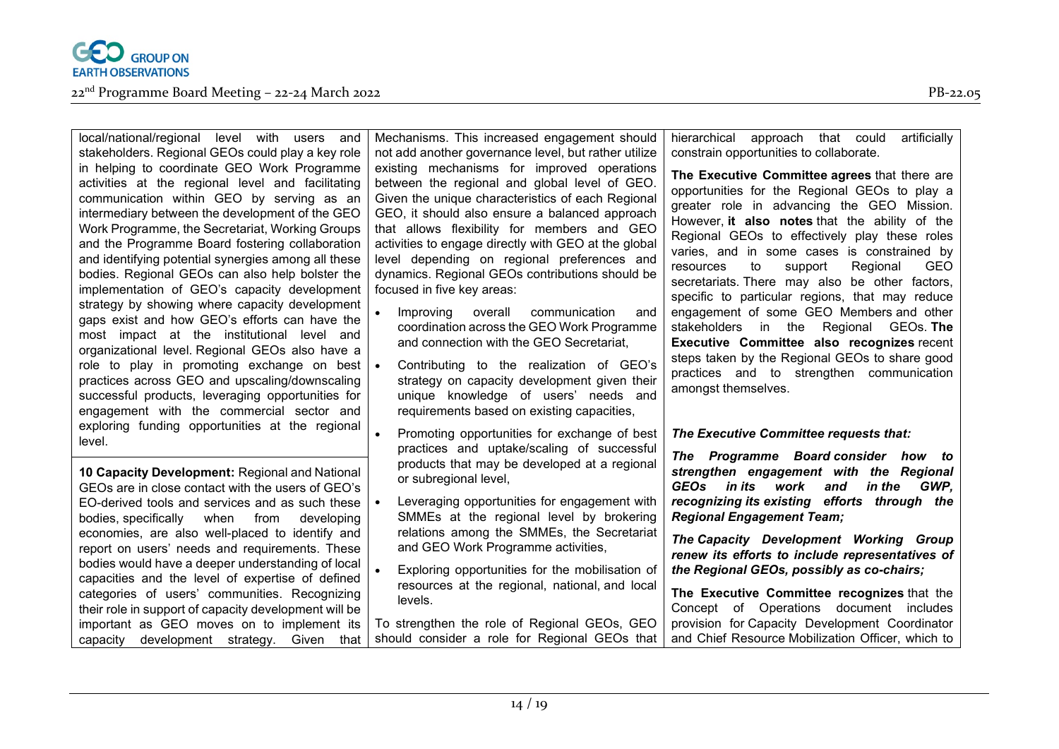| | | |
|---|---|---|
| local/national/regional level with users and stakeholders. Regional GEOs could play a key role in helping to coordinate GEO Work Programme activities at the regional level and facilitating communication within GEO by serving as an intermediary between the development of the GEO Work Programme, the Secretariat, Working Groups and the Programme Board fostering collaboration and identifying potential synergies among all these bodies. Regional GEOs can also help bolster the implementation of GEO's capacity development strategy by showing where capacity development gaps exist and how GEO's efforts can have the most impact at the institutional level and organizational level. Regional GEOs also have a role to play in promoting exchange on best practices across GEO and upscaling/downscaling successful products, leveraging opportunities for engagement with the commercial sector and exploring funding opportunities at the regional level. | Mechanisms. This increased engagement should not add another governance level, but rather utilize existing mechanisms for improved operations between the regional and global level of GEO. Given the unique characteristics of each Regional GEO, it should also ensure a balanced approach that allows flexibility for members and GEO activities to engage directly with GEO at the global level depending on regional preferences and dynamics. Regional GEOs contributions should be focused in five key areas:<br>• Improving overall communication and coordination across the GEO Work Programme and connection with the GEO Secretariat,<br>• Contributing to the realization of GEO's strategy on capacity development given their unique knowledge of users' needs and requirements based on existing capacities,<br>• Promoting opportunities for exchange of best practices and uptake/scaling of successful products that may be developed at a regional or subregional level,<br>• Leveraging opportunities for engagement with SMMEs at the regional level by brokering relations among the SMMEs, the Secretariat and GEO Work Programme activities,<br>• Exploring opportunities for the mobilisation of resources at the regional, national, and local levels.<br><br>To strengthen the role of Regional GEOs, GEO should consider a role for Regional GEOs that | hierarchical approach that could artificially constrain opportunities to collaborate.<br><br>**The Executive Committee agrees** that there are opportunities for the Regional GEOs to play a greater role in advancing the GEO Mission. However, **it also notes** that the ability of the Regional GEOs to effectively play these roles varies, and in some cases is constrained by resources to support Regional GEO secretariats. There may also be other factors, specific to particular regions, that may reduce engagement of some GEO Members and other stakeholders in the Regional GEOs. **The Executive Committee also recognizes** recent steps taken by the Regional GEOs to share good practices and to strengthen communication amongst themselves.<br><br>***The Executive Committee requests that:***<br><br>***The Programme Board consider how to strengthen engagement with the Regional GEOs in its work and in the GWP, recognizing its existing efforts through the Regional Engagement Team;***<br><br>***The Capacity Development Working Group renew its efforts to include representatives of the Regional GEOs, possibly as co-chairs;***<br><br>**The Executive Committee recognizes** that the Concept of Operations document includes provision for Capacity Development Coordinator and Chief Resource Mobilization Officer, which to |
| **10 Capacity Development:** Regional and National GEOs are in close contact with the users of GEO's EO-derived tools and services and as such these bodies, specifically when from developing economies, are also well-placed to identify and report on users' needs and requirements. These bodies would have a deeper understanding of local capacities and the level of expertise of defined categories of users' communities. Recognizing their role in support of capacity development will be important as GEO moves on to implement its capacity development strategy. Given that | | |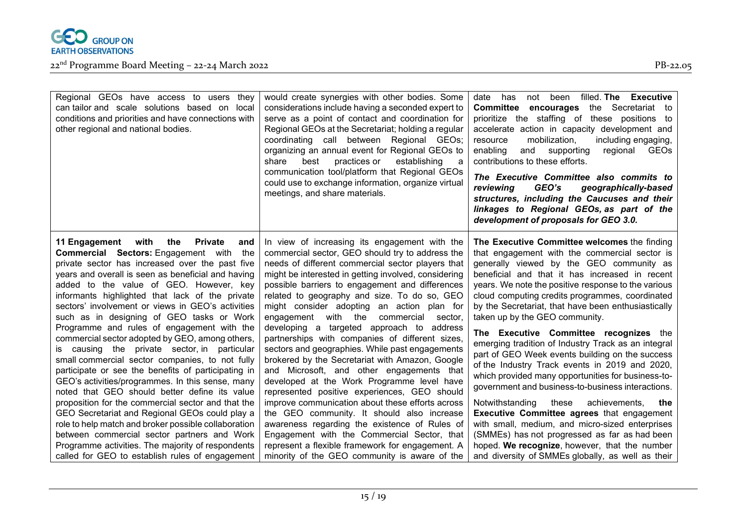| | | |
|---|---|---|
| Regional GEOs have access to users they can tailor and scale solutions based on local conditions and priorities and have connections with other regional and national bodies. | would create synergies with other bodies. Some considerations include having a seconded expert to serve as a point of contact and coordination for Regional GEOs at the Secretariat; holding a regular coordinating call between Regional GEOs; organizing an annual event for Regional GEOs to share best practices or establishing a communication tool/platform that Regional GEOs could use to exchange information, organize virtual meetings, and share materials. | date has not been filled. **The Executive Committee encourages** the Secretariat to prioritize the staffing of these positions to accelerate action in capacity development and resource mobilization, including engaging, enabling and supporting regional GEOs contributions to these efforts.<br><br>***The Executive Committee also commits to reviewing GEO's geographically-based structures, including the Caucuses and their linkages to Regional GEOs, as part of the development of proposals for GEO 3.0.*** |
| **11 Engagement with the Private and Commercial Sectors:** Engagement with the private sector has increased over the past five years and overall is seen as beneficial and having added to the value of GEO. However, key informants highlighted that lack of the private sectors' involvement or views in GEO's activities such as in designing of GEO tasks or Work Programme and rules of engagement with the commercial sector adopted by GEO, among others, is causing the private sector, in particular small commercial sector companies, to not fully participate or see the benefits of participating in GEO's activities/programmes. In this sense, many noted that GEO should better define its value proposition for the commercial sector and that the GEO Secretariat and Regional GEOs could play a role to help match and broker possible collaboration between commercial sector partners and Work Programme activities. The majority of respondents called for GEO to establish rules of engagement | In view of increasing its engagement with the commercial sector, GEO should try to address the needs of different commercial sector players that might be interested in getting involved, considering possible barriers to engagement and differences related to geography and size. To do so, GEO might consider adopting an action plan for engagement with the commercial sector, developing a targeted approach to address partnerships with companies of different sizes, sectors and geographies. While past engagements brokered by the Secretariat with Amazon, Google and Microsoft, and other engagements that developed at the Work Programme level have represented positive experiences, GEO should improve communication about these efforts across the GEO community. It should also increase awareness regarding the existence of Rules of Engagement with the Commercial Sector, that represent a flexible framework for engagement. A minority of the GEO community is aware of the | **The Executive Committee welcomes** the finding that engagement with the commercial sector is generally viewed by the GEO community as beneficial and that it has increased in recent years. We note the positive response to the various cloud computing credits programmes, coordinated by the Secretariat, that have been enthusiastically taken up by the GEO community.<br><br>**The Executive Committee recognizes** the emerging tradition of Industry Track as an integral part of GEO Week events building on the success of the Industry Track events in 2019 and 2020, which provided many opportunities for business-to-government and business-to-business interactions.<br><br>Notwithstanding these achievements, **the Executive Committee agrees** that engagement with small, medium, and micro-sized enterprises (SMMEs) has not progressed as far as had been hoped. **We recognize**, however, that the number and diversity of SMMEs globally, as well as their |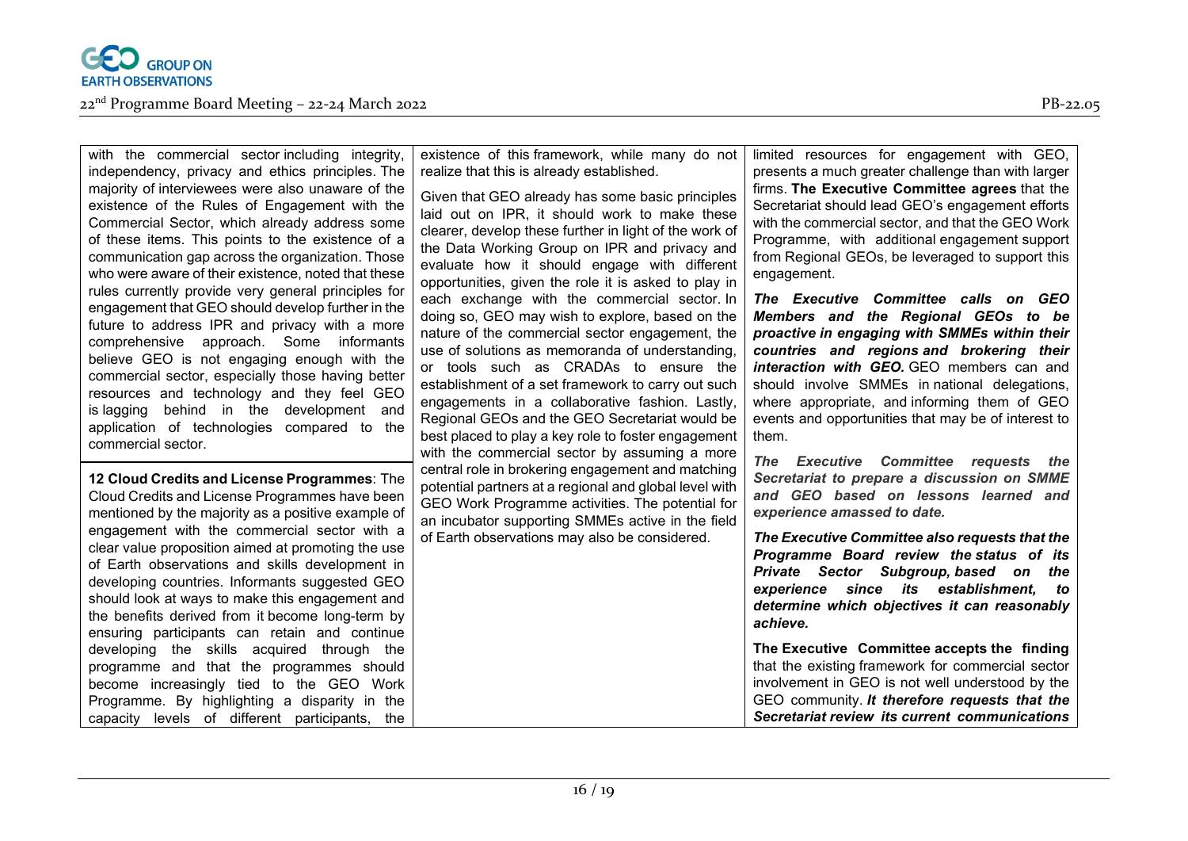| | | |
|---|---|---|
| with the commercial sector including integrity, independency, privacy and ethics principles. The majority of interviewees were also unaware of the existence of the Rules of Engagement with the Commercial Sector, which already address some of these items. This points to the existence of a communication gap across the organization. Those who were aware of their existence, noted that these rules currently provide very general principles for engagement that GEO should develop further in the future to address IPR and privacy with a more comprehensive approach. Some informants believe GEO is not engaging enough with the commercial sector, especially those having better resources and technology and they feel GEO is lagging behind in the development and application of technologies compared to the commercial sector. | existence of this framework, while many do not realize that this is already established.<br><br>Given that GEO already has some basic principles laid out on IPR, it should work to make these clearer, develop these further in light of the work of the Data Working Group on IPR and privacy and evaluate how it should engage with different opportunities, given the role it is asked to play in each exchange with the commercial sector. In doing so, GEO may wish to explore, based on the nature of the commercial sector engagement, the use of solutions as memoranda of understanding, or tools such as CRADAs to ensure the establishment of a set framework to carry out such engagements in a collaborative fashion. Lastly, Regional GEOs and the GEO Secretariat would be best placed to play a key role to foster engagement with the commercial sector by assuming a more central role in brokering engagement and matching potential partners at a regional and global level with GEO Work Programme activities. The potential for an incubator supporting SMMEs active in the field of Earth observations may also be considered. | limited resources for engagement with GEO, presents a much greater challenge than with larger firms. **The Executive Committee agrees** that the Secretariat should lead GEO's engagement efforts with the commercial sector, and that the GEO Work Programme, with additional engagement support from Regional GEOs, be leveraged to support this engagement.<br><br>***The Executive Committee calls on GEO Members and the Regional GEOs to be proactive in engaging with SMMEs within their countries and regions and brokering their interaction with GEO.*** GEO members can and should involve SMMEs in national delegations, where appropriate, and informing them of GEO events and opportunities that may be of interest to them.<br><br>***The Executive Committee requests the Secretariat to prepare a discussion on SMME and GEO based on lessons learned and experience amassed to date.***<br><br>***The Executive Committee also requests that the Programme Board review the status of its Private Sector Subgroup, based on the experience since its establishment, to determine which objectives it can reasonably achieve.***<br><br>**The Executive Committee accepts the finding** that the existing framework for commercial sector involvement in GEO is not well understood by the GEO community. ***It therefore requests that the Secretariat review its current communications*** |
| **12 Cloud Credits and License Programmes**: The Cloud Credits and License Programmes have been mentioned by the majority as a positive example of engagement with the commercial sector with a clear value proposition aimed at promoting the use of Earth observations and skills development in developing countries. Informants suggested GEO should look at ways to make this engagement and the benefits derived from it become long-term by ensuring participants can retain and continue developing the skills acquired through the programme and that the programmes should become increasingly tied to the GEO Work Programme. By highlighting a disparity in the capacity levels of different participants, the | | |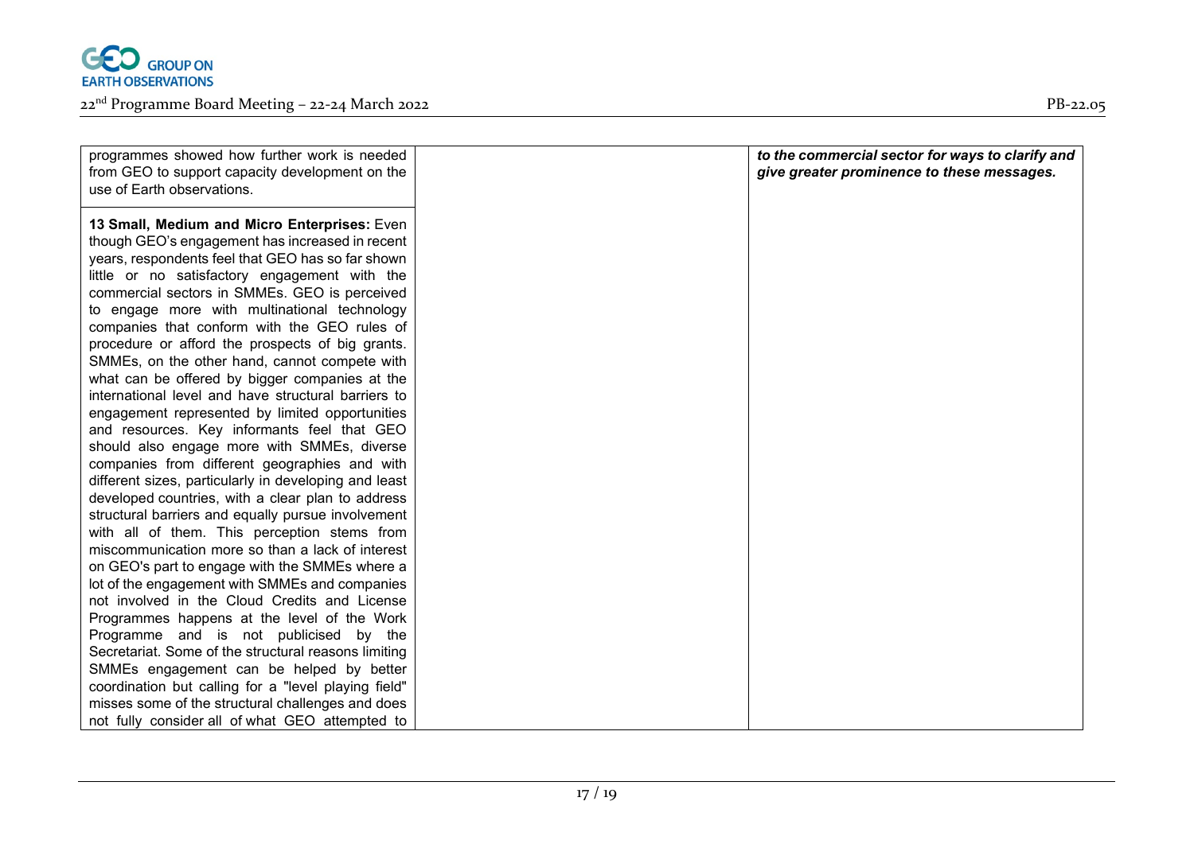| | | |
|---|---|---|
| programmes showed how further work is needed from GEO to support capacity development on the use of Earth observations. | | ***to the commercial sector for ways to clarify and give greater prominence to these messages.*** |
| **13 Small, Medium and Micro Enterprises:** Even though GEO's engagement has increased in recent years, respondents feel that GEO has so far shown little or no satisfactory engagement with the commercial sectors in SMMEs. GEO is perceived to engage more with multinational technology companies that conform with the GEO rules of procedure or afford the prospects of big grants. SMMEs, on the other hand, cannot compete with what can be offered by bigger companies at the international level and have structural barriers to engagement represented by limited opportunities and resources. Key informants feel that GEO should also engage more with SMMEs, diverse companies from different geographies and with different sizes, particularly in developing and least developed countries, with a clear plan to address structural barriers and equally pursue involvement with all of them. This perception stems from miscommunication more so than a lack of interest on GEO's part to engage with the SMMEs where a lot of the engagement with SMMEs and companies not involved in the Cloud Credits and License Programmes happens at the level of the Work Programme and is not publicised by the Secretariat. Some of the structural reasons limiting SMMEs engagement can be helped by better coordination but calling for a "level playing field" misses some of the structural challenges and does not fully consider all of what GEO attempted to | | |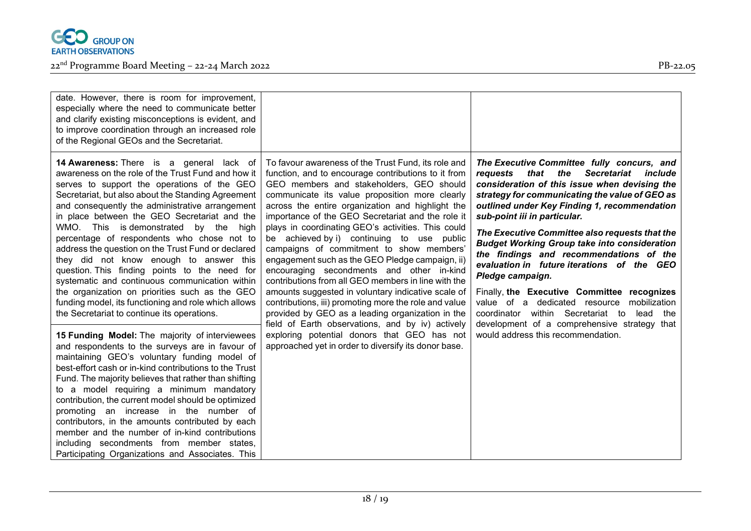| | | |
|---|---|---|
| date. However, there is room for improvement, especially where the need to communicate better and clarify existing misconceptions is evident, and to improve coordination through an increased role of the Regional GEOs and the Secretariat. | | |
| **14 Awareness:** There is a general lack of awareness on the role of the Trust Fund and how it serves to support the operations of the GEO Secretariat, but also about the Standing Agreement and consequently the administrative arrangement in place between the GEO Secretariat and the WMO. This is demonstrated by the high percentage of respondents who chose not to address the question on the Trust Fund or declared they did not know enough to answer this question. This finding points to the need for systematic and continuous communication within the organization on priorities such as the GEO funding model, its functioning and role which allows the Secretariat to continue its operations.<br><br>**15 Funding Model:** The majority of interviewees and respondents to the surveys are in favour of maintaining GEO's voluntary funding model of best-effort cash or in-kind contributions to the Trust Fund. The majority believes that rather than shifting to a model requiring a minimum mandatory contribution, the current model should be optimized promoting an increase in the number of contributors, in the amounts contributed by each member and the number of in-kind contributions including secondments from member states, Participating Organizations and Associates. This | To favour awareness of the Trust Fund, its role and function, and to encourage contributions to it from GEO members and stakeholders, GEO should communicate its value proposition more clearly across the entire organization and highlight the importance of the GEO Secretariat and the role it plays in coordinating GEO's activities. This could be achieved by i) continuing to use public campaigns of commitment to show members' engagement such as the GEO Pledge campaign, ii) encouraging secondments and other in-kind contributions from all GEO members in line with the amounts suggested in voluntary indicative scale of contributions, iii) promoting more the role and value provided by GEO as a leading organization in the field of Earth observations, and by iv) actively exploring potential donors that GEO has not approached yet in order to diversify its donor base. | ***The Executive Committee fully concurs, and requests that the Secretariat include consideration of this issue when devising the strategy for communicating the value of GEO as outlined under Key Finding 1, recommendation sub-point iii in particular.***<br><br>***The Executive Committee also requests that the Budget Working Group take into consideration the findings and recommendations of the evaluation in future iterations of the GEO Pledge campaign.***<br><br>Finally, **the Executive Committee recognizes** value of a dedicated resource mobilization coordinator within Secretariat to lead the development of a comprehensive strategy that would address this recommendation. |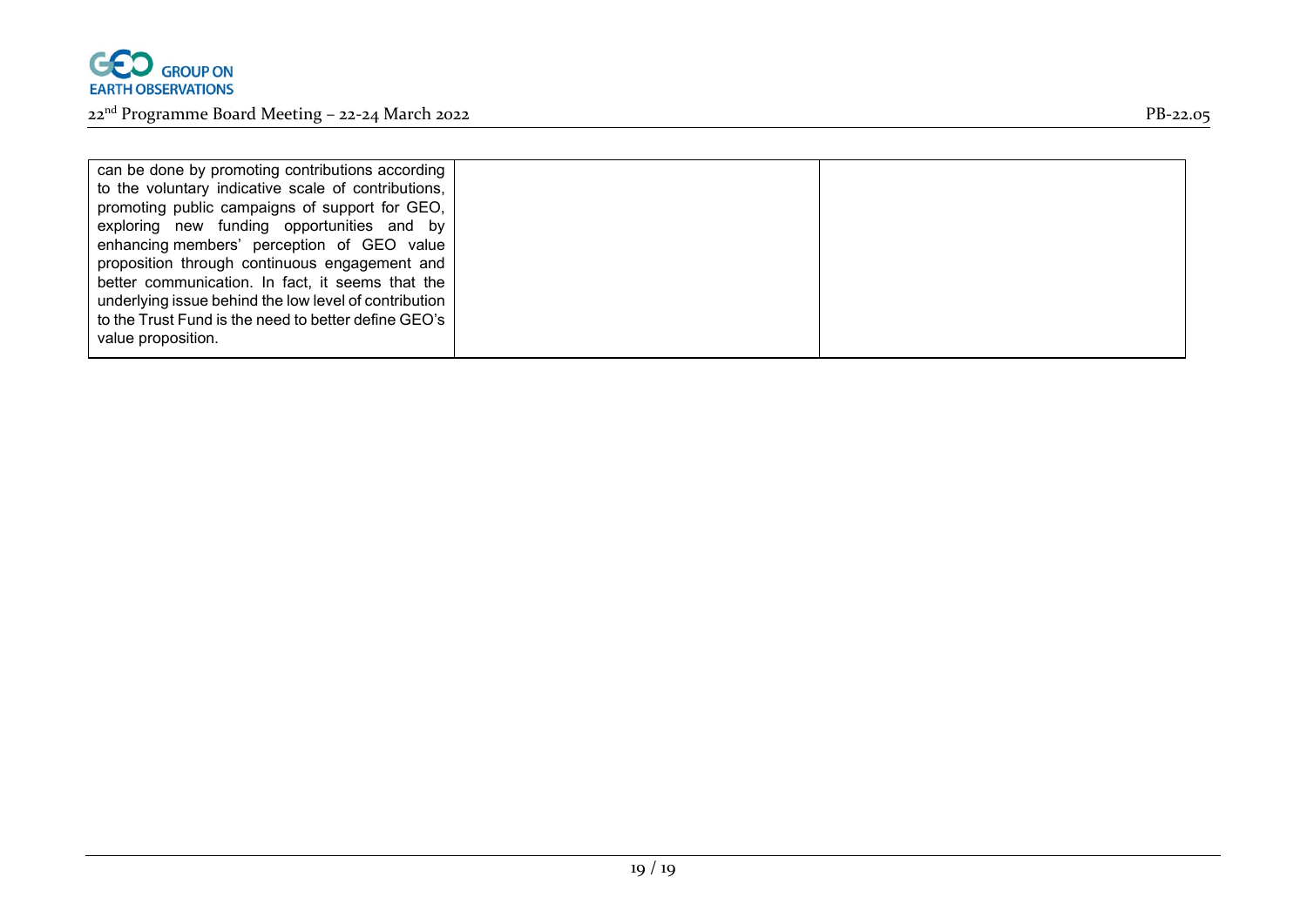| | | |
|---|---|---|
| can be done by promoting contributions according to the voluntary indicative scale of contributions, promoting public campaigns of support for GEO, exploring new funding opportunities and by enhancing members' perception of GEO value proposition through continuous engagement and better communication. In fact, it seems that the underlying issue behind the low level of contribution to the Trust Fund is the need to better define GEO's value proposition. | | |